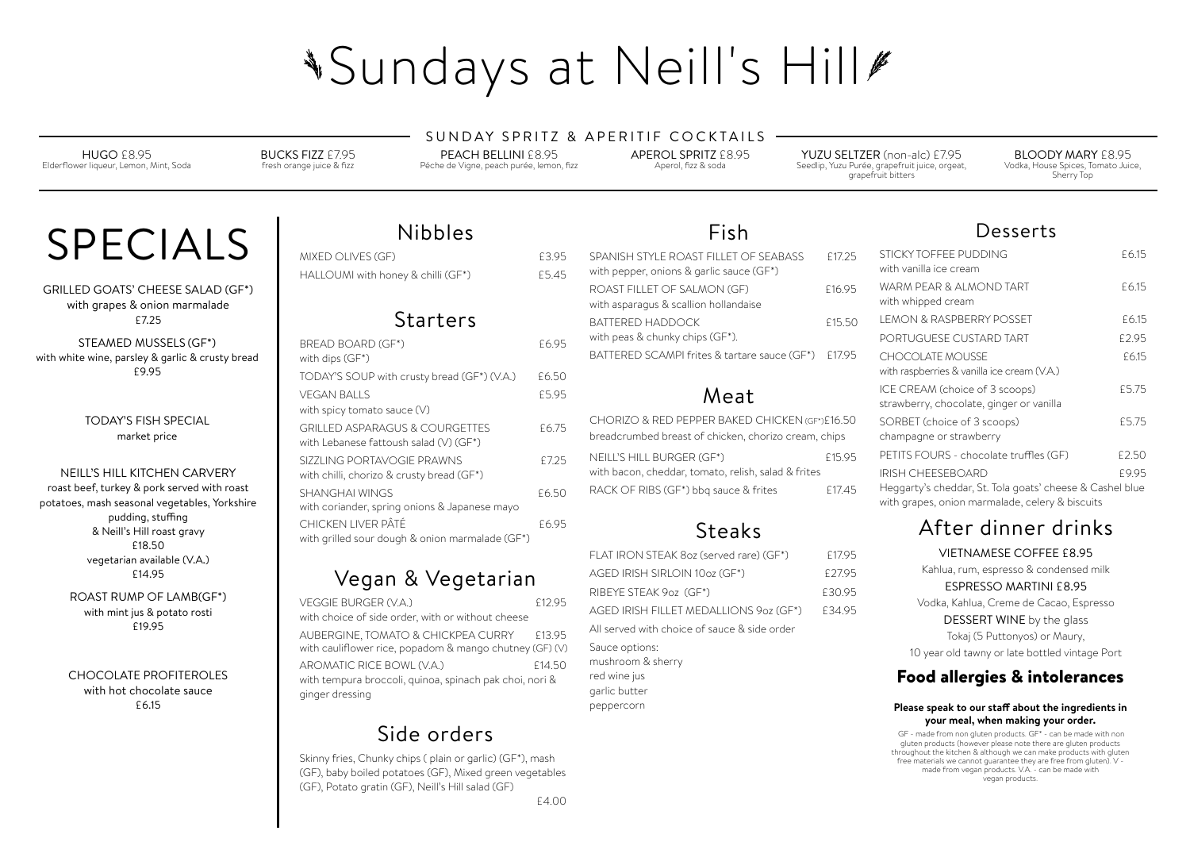# Sundays at Neill's Hill

## SUNDAY SPRITZ & APERITIF COCKTAILS

HUGO £8.95
Elderflower liqueur, Lemon, Mint, Soda

BUCKS FIZZ £7.95
fresh orange juice & fizz

PEACH BELLINI £8.95
Pêche de Vigne, peach purée, lemon, fizz

APEROL SPRITZ £8.95
Aperol, fizz & soda

YUZU SELTZER (non-alc) £7.95
Seedlip, Yuzu Purée, grapefruit juice, orgeat, grapefruit bitters

BLOODY MARY £8.95
Vodka, House Spices, Tomato Juice, Sherry Top

# SPECIALS

GRILLED GOATS' CHEESE SALAD (GF*)
with grapes & onion marmalade
£7.25

STEAMED MUSSELS (GF*)
with white wine, parsley & garlic & crusty bread
£9.95

TODAY'S FISH SPECIAL
market price

NEILL'S HILL KITCHEN CARVERY
roast beef, turkey & pork served with roast potatoes, mash seasonal vegetables, Yorkshire pudding, stuffing & Neill's Hill roast gravy
£18.50
vegetarian available (V.A.)
£14.95

ROAST RUMP OF LAMB(GF*)
with mint jus & potato rosti
£19.95

CHOCOLATE PROFITEROLES
with hot chocolate sauce
£6.15

## Nibbles

MIXED OLIVES (GF) £3.95
HALLOUMI with honey & chilli (GF*) £5.45

## Starters

BREAD BOARD (GF*) £6.95
with dips (GF*)

TODAY'S SOUP with crusty bread (GF*) (V.A.) £6.50

VEGAN BALLS £5.95
with spicy tomato sauce (V)

GRILLED ASPARAGUS & COURGETTES £6.75
with Lebanese fattoush salad (V) (GF*)

SIZZLING PORTAVOGIE PRAWNS £7.25
with chilli, chorizo & crusty bread (GF*)

SHANGHAI WINGS £6.50
with coriander, spring onions & Japanese mayo

CHICKEN LIVER PÂTÉ £6.95
with grilled sour dough & onion marmalade (GF*)

## Vegan & Vegetarian

VEGGIE BURGER (V.A.) £12.95
with choice of side order, with or without cheese

AUBERGINE, TOMATO & CHICKPEA CURRY £13.95
with cauliflower rice, popadom & mango chutney (GF) (V)

AROMATIC RICE BOWL (V.A.) £14.50
with tempura broccoli, quinoa, spinach pak choi, nori & ginger dressing

## Side orders

Skinny fries, Chunky chips ( plain or garlic) (GF*), mash (GF), baby boiled potatoes (GF), Mixed green vegetables (GF), Potato gratin (GF), Neill's Hill salad (GF)

£4.00

## Fish

SPANISH STYLE ROAST FILLET OF SEABASS £17.25
with pepper, onions & garlic sauce (GF*)

ROAST FILLET OF SALMON (GF) £16.95
with asparagus & scallion hollandaise

BATTERED HADDOCK £15.50
with peas & chunky chips (GF*).

BATTERED SCAMPI frites & tartare sauce (GF*) £17.95

## Meat

CHORIZO & RED PEPPER BAKED CHICKEN (GF*) £16.50
breadcrumbed breast of chicken, chorizo cream, chips

NEILL'S HILL BURGER (GF*) £15.95
with bacon, cheddar, tomato, relish, salad & frites

RACK OF RIBS (GF*) bbq sauce & frites £17.45

## Steaks

FLAT IRON STEAK 8oz (served rare) (GF*) £17.95
AGED IRISH SIRLOIN 10oz (GF*) £27.95
RIBEYE STEAK 9oz (GF*) £30.95
AGED IRISH FILLET MEDALLIONS 9oz (GF*) £34.95

All served with choice of sauce & side order

Sauce options:
mushroom & sherry
red wine jus
garlic butter
peppercorn

## Desserts

STICKY TOFFEE PUDDING £6.15
with vanilla ice cream

WARM PEAR & ALMOND TART £6.15
with whipped cream

LEMON & RASPBERRY POSSET £6.15

PORTUGUESE CUSTARD TART £2.95

CHOCOLATE MOUSSE £6.15
with raspberries & vanilla ice cream (V.A.)

ICE CREAM (choice of 3 scoops) £5.75
strawberry, chocolate, ginger or vanilla

SORBET (choice of 3 scoops) £5.75
champagne or strawberry

PETITS FOURS - chocolate truffles (GF) £2.50

IRISH CHEESEBOARD £9.95
Heggarty's cheddar, St. Tola goats' cheese & Cashel blue with grapes, onion marmalade, celery & biscuits

## After dinner drinks

VIETNAMESE COFFEE £8.95
Kahlua, rum, espresso & condensed milk

ESPRESSO MARTINI £8.95
Vodka, Kahlua, Creme de Cacao, Espresso

DESSERT WINE by the glass
Tokaj (5 Puttonyos) or Maury,
10 year old tawny or late bottled vintage Port

## Food allergies & intolerances

**Please speak to our staff about the ingredients in your meal, when making your order.**

GF - made from non gluten products. GF* - can be made with non gluten products (however please note there are gluten products throughout the kitchen & although we can make products with gluten free materials we cannot guarantee they are free from gluten). V - made from vegan products. V.A. - can be made with vegan products.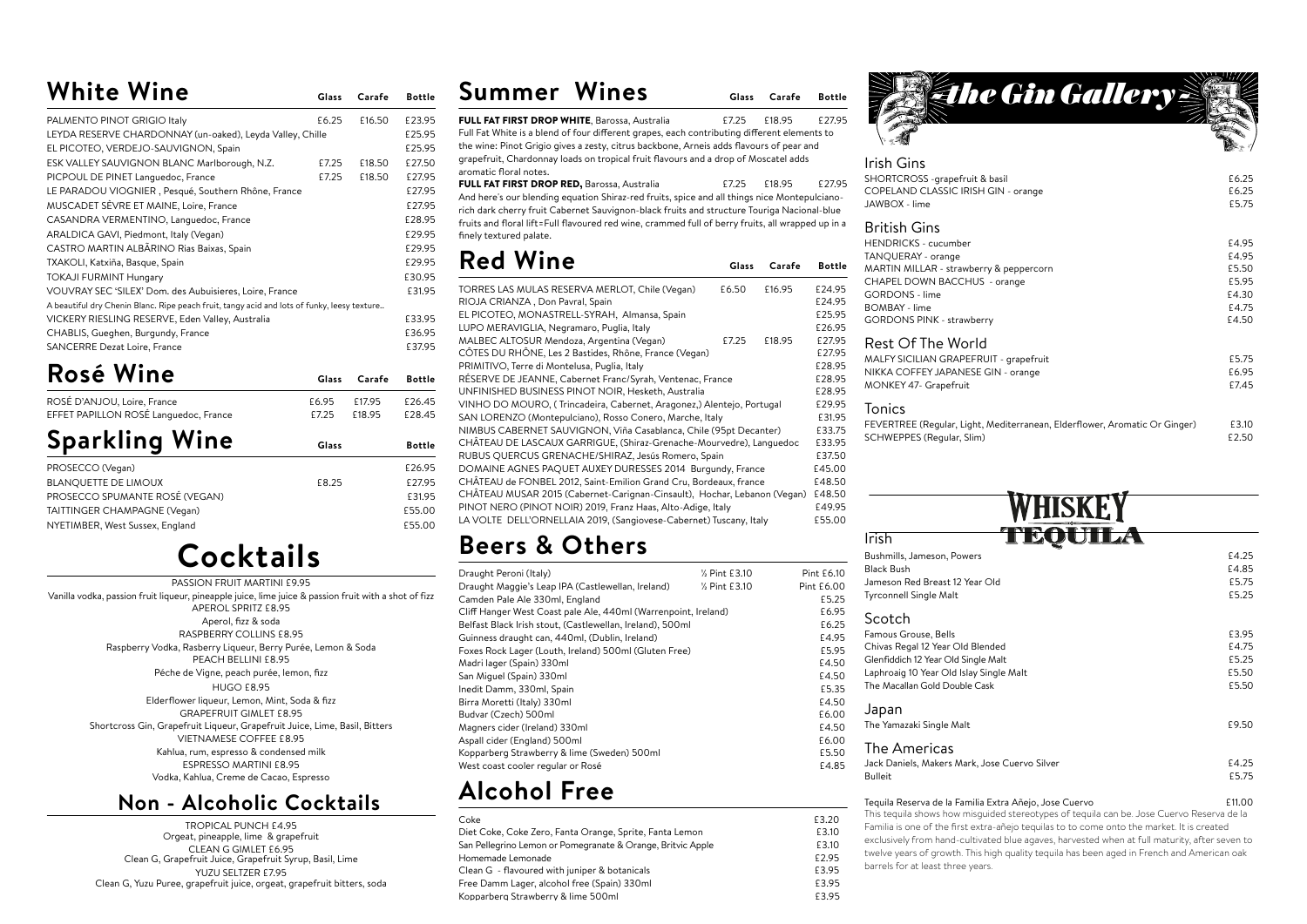# White Wine

| | Glass | Carafe | Bottle |
|---|---|---|---|
| PALMENTO PINOT GRIGIO Italy | £6.25 | £16.50 | £23.95 |
| LEYDA RESERVE CHARDONNAY (un-oaked), Leyda Valley, Chille | | | £25.95 |
| EL PICOTEO, VERDEJO-SAUVIGNON, Spain | | | £25.95 |
| ESK VALLEY SAUVIGNON BLANC Marlborough, N.Z. | £7.25 | £18.50 | £27.50 |
| PICPOUL DE PINET Languedoc, France | £7.25 | £18.50 | £27.95 |
| LE PARADOU VIOGNIER , Pesqué, Southern Rhône, France | | | £27.95 |
| MUSCADET SÈVRE ET MAINE, Loire, France | | | £27.95 |
| CASANDRA VERMENTINO, Languedoc, France | | | £28.95 |
| ARALDICA GAVI, Piedmont, Italy (Vegan) | | | £29.95 |
| CASTRO MARTIN ALBĀRINO Rias Baixas, Spain | | | £29.95 |
| TXAKOLI, Katxiña, Basque, Spain | | | £29.95 |
| TOKAJI FURMINT Hungary | | | £30.95 |
| VOUVRAY SEC 'SILEX' Dom. des Aubuisieres, Loire, France<br>A beautiful dry Chenin Blanc. Ripe peach fruit, tangy acid and lots of funky, leesy texture.. | | | £31.95 |
| VICKERY RIESLING RESERVE, Eden Valley, Australia | | | £33.95 |
| CHABLIS, Gueghen, Burgundy, France | | | £36.95 |
| SANCERRE Dezat Loire, France | | | £37.95 |

# Rosé Wine

| | Glass | Carafe | Bottle |
|---|---|---|---|
| ROSÉ D'ANJOU, Loire, France | £6.95 | £17.95 | £26.45 |
| EFFET PAPILLON ROSÉ Languedoc, France | £7.25 | £18.95 | £28.45 |

# Sparkling Wine

| | Glass | Bottle |
|---|---|---|
| PROSECCO (Vegan) | | £26.95 |
| BLANQUETTE DE LIMOUX | £8.25 | £27.95 |
| PROSECCO SPUMANTE ROSÉ (VEGAN) | | £31.95 |
| TAITTINGER CHAMPAGNE (Vegan) | | £55.00 |
| NYETIMBER, West Sussex, England | | £55.00 |

# Cocktails

PASSION FRUIT MARTINI £9.95
Vanilla vodka, passion fruit liqueur, pineapple juice, lime juice & passion fruit with a shot of fizz

APEROL SPRITZ £8.95
Aperol, fizz & soda

RASPBERRY COLLINS £8.95
Raspberry Vodka, Rasberry Liqueur, Berry Purée, Lemon & Soda

PEACH BELLINI £8.95
Péche de Vigne, peach purée, lemon, fizz

HUGO £8.95
Elderflower liqueur, Lemon, Mint, Soda & fizz

GRAPEFRUIT GIMLET £8.95
Shortcross Gin, Grapefruit Liqueur, Grapefruit Juice, Lime, Basil, Bitters

VIETNAMESE COFFEE £8.95
Kahlua, rum, espresso & condensed milk

ESPRESSO MARTINI £8.95
Vodka, Kahlua, Creme de Cacao, Espresso

## Non - Alcoholic Cocktails

TROPICAL PUNCH £4.95
Orgeat, pineapple, lime & grapefruit

CLEAN G GIMLET £6.95
Clean G, Grapefruit Juice, Grapefruit Syrup, Basil, Lime

YUZU SELTZER £7.95
Clean G, Yuzu Puree, grapefruit juice, orgeat, grapefruit bitters, soda

# Summer Wines

| | Glass | Carafe | Bottle |
|---|---|---|---|
| **FULL FAT FIRST DROP WHITE**, Barossa, Australia | £7.25 | £18.95 | £27.95 |

Full Fat White is a blend of four different grapes, each contributing different elements to the wine: Pinot Grigio gives a zesty, citrus backbone, Arneis adds flavours of pear and grapefruit, Chardonnay loads on tropical fruit flavours and a drop of Moscatel adds aromatic floral notes.

| | Glass | Carafe | Bottle |
|---|---|---|---|
| **FULL FAT FIRST DROP RED,** Barossa, Australia | £7.25 | £18.95 | £27.95 |

And here's our blending equation Shiraz-red fruits, spice and all things nice Montepulciano-rich dark cherry fruit Cabernet Sauvignon-black fruits and structure Touriga Nacional-blue fruits and floral lift=Full flavoured red wine, crammed full of berry fruits, all wrapped up in a finely textured palate.

# Red Wine

| | Glass | Carafe | Bottle |
|---|---|---|---|
| TORRES LAS MULAS RESERVA MERLOT, Chile (Vegan) | £6.50 | £16.95 | £24.95 |
| RIOJA CRIANZA , Don Pavral, Spain | | | £24.95 |
| EL PICOTEO, MONASTRELL-SYRAH, Almansa, Spain | | | £25.95 |
| LUPO MERAVIGLIA, Negramaro, Puglia, Italy | | | £26.95 |
| MALBEC ALTOSUR Mendoza, Argentina (Vegan) | £7.25 | £18.95 | £27.95 |
| CÔTES DU RHÔNE, Les 2 Bastides, Rhône, France (Vegan) | | | £27.95 |
| PRIMITIVO, Terre di Montelusa, Puglia, Italy | | | £28.95 |
| RÉSERVE DE JEANNE, Cabernet Franc/Syrah, Ventenac, France | | | £28.95 |
| UNFINISHED BUSINESS PINOT NOIR, Hesketh, Australia | | | £28.95 |
| VINHO DO MOURO, ( Trincadeira, Cabernet, Aragonez,) Alentejo, Portugal | | | £29.95 |
| SAN LORENZO (Montepulciano), Rosso Conero, Marche, Italy | | | £31.95 |
| NIMBUS CABERNET SAUVIGNON, Viña Casablanca, Chile (95pt Decanter) | | | £33.75 |
| CHÂTEAU DE LASCAUX GARRIGUE, (Shiraz-Grenache-Mourvedre), Languedoc | | | £33.95 |
| RUBUS QUERCUS GRENACHE/SHIRAZ, Jesús Romero, Spain | | | £37.50 |
| DOMAINE AGNES PAQUET AUXEY DURESSES 2014 Burgundy, France | | | £45.00 |
| CHÂTEAU de FONBEL 2012, Saint-Emilion Grand Cru, Bordeaux, france | | | £48.50 |
| CHÂTEAU MUSAR 2015 (Cabernet-Carignan-Cinsault), Hochar, Lebanon (Vegan) | | | £48.50 |
| PINOT NERO (PINOT NOIR) 2019, Franz Haas, Alto-Adige, Italy | | | £49.95 |
| LA VOLTE DELL'ORNELLAIA 2019, (Sangiovese-Cabernet) Tuscany, Italy | | | £55.00 |

# Beers & Others

| | | |
|---|---|---|
| Draught Peroni (Italy) | ½ Pint £3.10 | Pint £6.10 |
| Draught Maggie's Leap IPA (Castlewellan, Ireland) | ½ Pint £3.10 | Pint £6.00 |
| Camden Pale Ale 330ml, England | | £5.25 |
| Cliff Hanger West Coast pale Ale, 440ml (Warrenpoint, Ireland) | | £6.95 |
| Belfast Black Irish stout, (Castlewellan, Ireland), 500ml | | £6.25 |
| Guinness draught can, 440ml, (Dublin, Ireland) | | £4.95 |
| Foxes Rock Lager (Louth, Ireland) 500ml (Gluten Free) | | £5.95 |
| Madri lager (Spain) 330ml | | £4.50 |
| San Miguel (Spain) 330ml | | £4.50 |
| Inedit Damm, 330ml, Spain | | £5.35 |
| Birra Moretti (Italy) 330ml | | £4.50 |
| Budvar (Czech) 500ml | | £6.00 |
| Magners cider (Ireland) 330ml | | £4.50 |
| Aspall cider (England) 500ml | | £6.00 |
| Kopparberg Strawberry & lime (Sweden) 500ml | | £5.50 |
| West coast cooler regular or Rosé | | £4.85 |

# Alcohol Free

| | |
|---|---|
| Coke | £3.20 |
| Diet Coke, Coke Zero, Fanta Orange, Sprite, Fanta Lemon | £3.10 |
| San Pellegrino Lemon or Pomegranate & Orange, Britvic Apple | £3.10 |
| Homemade Lemonade | £2.95 |
| Clean G - flavoured with juniper & botanicals | £3.95 |
| Free Damm Lager, alcohol free (Spain) 330ml | £3.95 |
| Kopparberg Strawberry & lime 500ml | £3.95 |

# the Gin Gallery

## Irish Gins

| | |
|---|---|
| SHORTCROSS -grapefruit & basil | £6.25 |
| COPELAND CLASSIC IRISH GIN - orange | £6.25 |
| JAWBOX - lime | £5.75 |

## British Gins

| | |
|---|---|
| HENDRICKS - cucumber | £4.95 |
| TANQUERAY - orange | £4.95 |
| MARTIN MILLAR - strawberry & peppercorn | £5.50 |
| CHAPEL DOWN BACCHUS - orange | £5.95 |
| GORDONS - lime | £4.30 |
| BOMBAY - lime | £4.75 |
| GORDONS PINK - strawberry | £4.50 |

## Rest Of The World

| | |
|---|---|
| MALFY SICILIAN GRAPEFRUIT - grapefruit | £5.75 |
| NIKKA COFFEY JAPANESE GIN - orange | £6.95 |
| MONKEY 47- Grapefruit | £7.45 |

## Tonics

| | |
|---|---|
| FEVERTREE (Regular, Light, Mediterranean, Elderflower, Aromatic Or Ginger) | £3.10 |
| SCHWEPPES (Regular, Slim) | £2.50 |

# Whiskey & Tequila

## Irish

| | |
|---|---|
| Bushmills, Jameson, Powers | £4.25 |
| Black Bush | £4.85 |
| Jameson Red Breast 12 Year Old | £5.75 |
| Tyrconnell Single Malt | £5.25 |

## Scotch

| | |
|---|---|
| Famous Grouse, Bells | £3.95 |
| Chivas Regal 12 Year Old Blended | £4.75 |
| Glenfiddich 12 Year Old Single Malt | £5.25 |
| Laphroaig 10 Year Old Islay Single Malt | £5.50 |
| The Macallan Gold Double Cask | £5.50 |

## Japan

| | |
|---|---|
| The Yamazaki Single Malt | £9.50 |

## The Americas

| | |
|---|---|
| Jack Daniels, Makers Mark, Jose Cuervo Silver | £4.25 |
| Bulleit | £5.75 |

Tequila Reserva de la Familia Extra Añejo, Jose Cuervo — £11.00

This tequila shows how misguided stereotypes of tequila can be. Jose Cuervo Reserva de la Familia is one of the first extra-añejo tequilas to to come onto the market. It is created exclusively from hand-cultivated blue agaves, harvested when at full maturity, after seven to twelve years of growth. This high quality tequila has been aged in French and American oak barrels for at least three years.